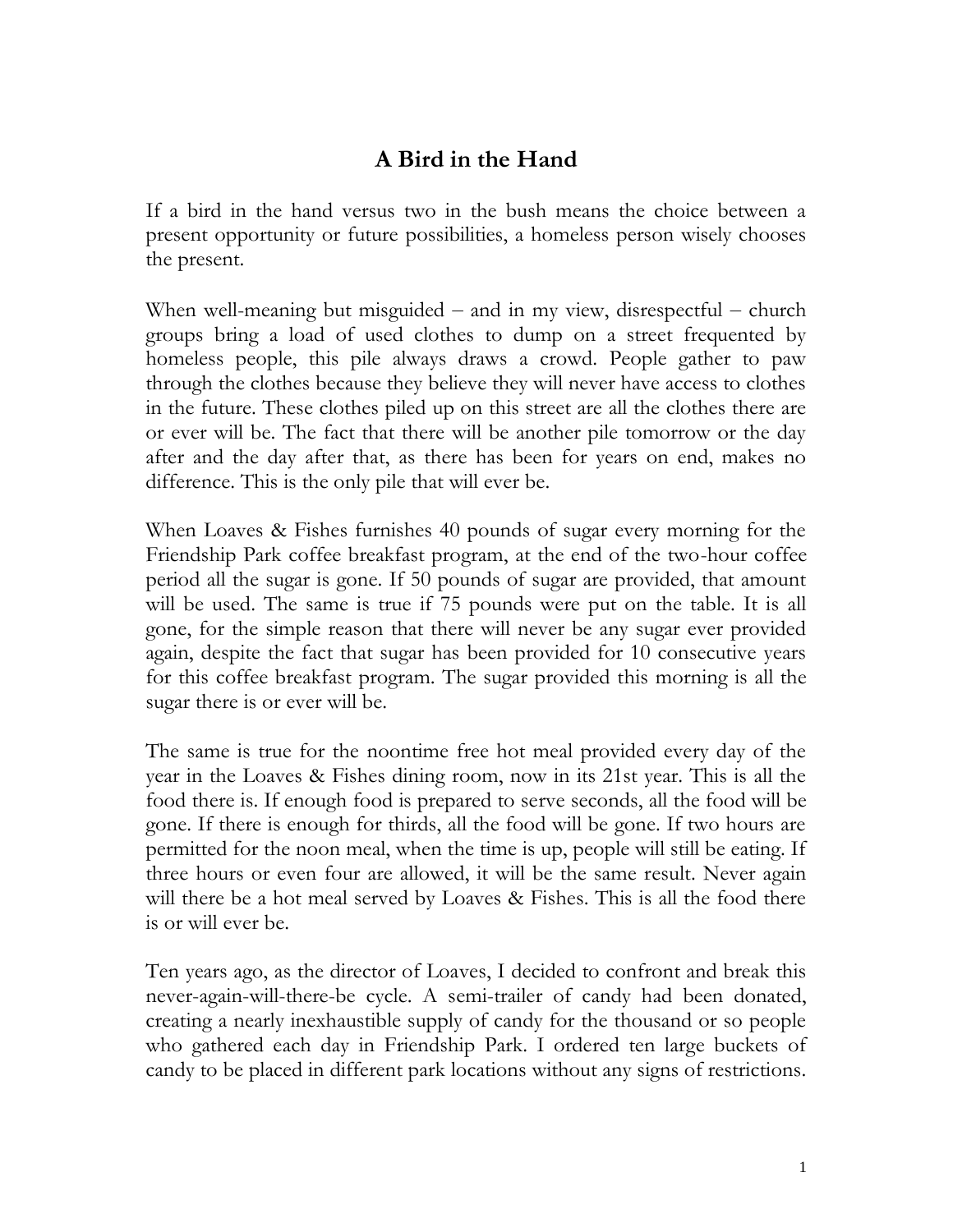# A Bird in the Hand

If a bird in the hand versus two in the bush means the choice between a present opportunity or future possibilities, a homeless person wisely chooses the present.

When well-meaning but misguided – and in my view, disrespectful – church groups bring a load of used clothes to dump on a street frequented by homeless people, this pile always draws a crowd. People gather to paw through the clothes because they believe they will never have access to clothes in the future. These clothes piled up on this street are all the clothes there are or ever will be. The fact that there will be another pile tomorrow or the day after and the day after that, as there has been for years on end, makes no difference. This is the only pile that will ever be.

When Loaves & Fishes furnishes 40 pounds of sugar every morning for the Friendship Park coffee breakfast program, at the end of the two-hour coffee period all the sugar is gone. If 50 pounds of sugar are provided, that amount will be used. The same is true if 75 pounds were put on the table. It is all gone, for the simple reason that there will never be any sugar ever provided again, despite the fact that sugar has been provided for 10 consecutive years for this coffee breakfast program. The sugar provided this morning is all the sugar there is or ever will be.

The same is true for the noontime free hot meal provided every day of the year in the Loaves & Fishes dining room, now in its 21st year. This is all the food there is. If enough food is prepared to serve seconds, all the food will be gone. If there is enough for thirds, all the food will be gone. If two hours are permitted for the noon meal, when the time is up, people will still be eating. If three hours or even four are allowed, it will be the same result. Never again will there be a hot meal served by Loaves & Fishes. This is all the food there is or will ever be.

Ten years ago, as the director of Loaves, I decided to confront and break this never-again-will-there-be cycle. A semi-trailer of candy had been donated, creating a nearly inexhaustible supply of candy for the thousand or so people who gathered each day in Friendship Park. I ordered ten large buckets of candy to be placed in different park locations without any signs of restrictions.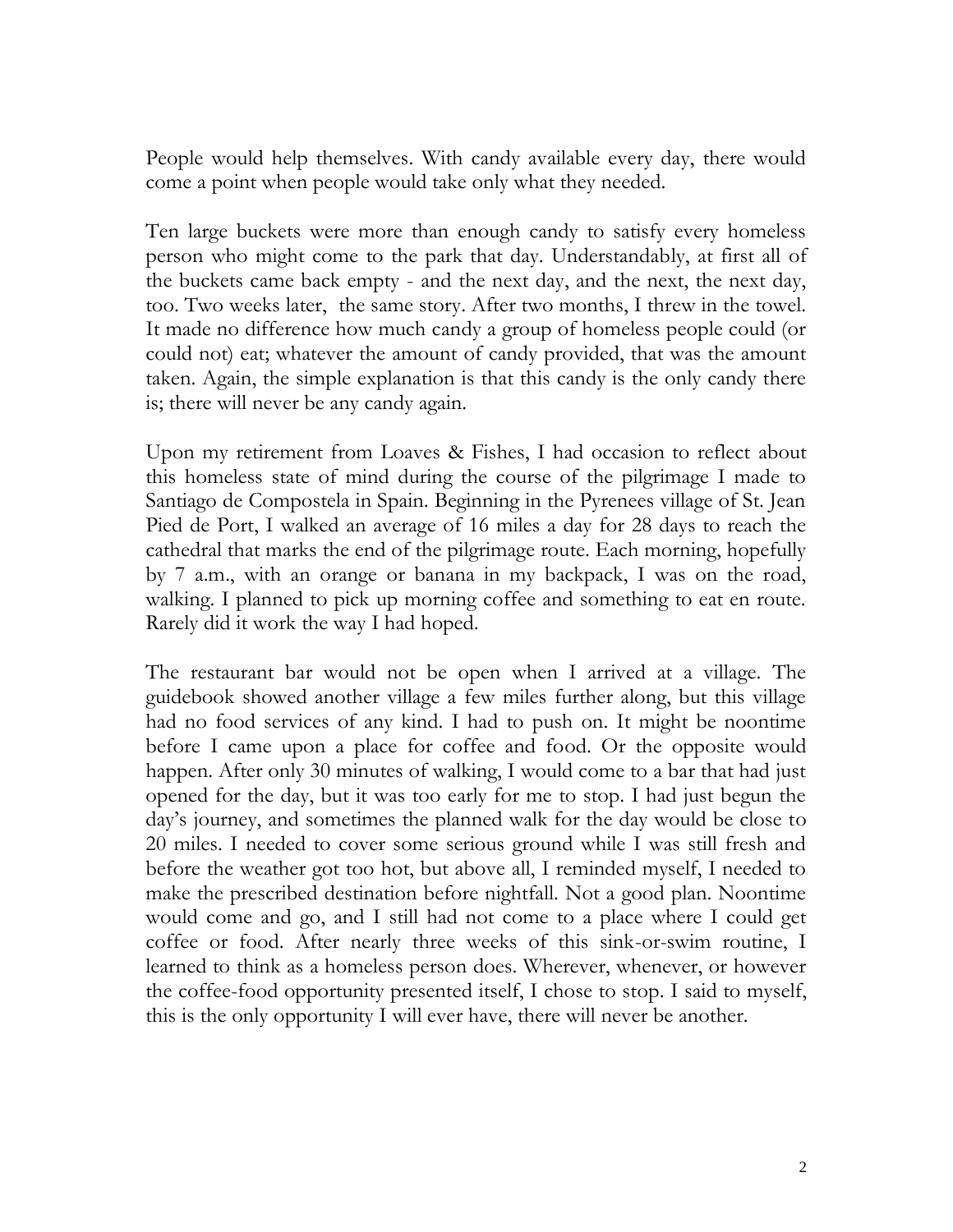People would help themselves. With candy available every day, there would come a point when people would take only what they needed.

Ten large buckets were more than enough candy to satisfy every homeless person who might come to the park that day. Understandably, at first all of the buckets came back empty - and the next day, and the next, the next day, too. Two weeks later, the same story. After two months, I threw in the towel. It made no difference how much candy a group of homeless people could (or could not) eat; whatever the amount of candy provided, that was the amount taken. Again, the simple explanation is that this candy is the only candy there is; there will never be any candy again.

Upon my retirement from Loaves & Fishes, I had occasion to reflect about this homeless state of mind during the course of the pilgrimage I made to Santiago de Compostela in Spain. Beginning in the Pyrenees village of St. Jean Pied de Port, I walked an average of 16 miles a day for 28 days to reach the cathedral that marks the end of the pilgrimage route. Each morning, hopefully by 7 a.m., with an orange or banana in my backpack, I was on the road, walking. I planned to pick up morning coffee and something to eat en route. Rarely did it work the way I had hoped.

The restaurant bar would not be open when I arrived at a village. The guidebook showed another village a few miles further along, but this village had no food services of any kind. I had to push on. It might be noontime before I came upon a place for coffee and food. Or the opposite would happen. After only 30 minutes of walking, I would come to a bar that had just opened for the day, but it was too early for me to stop. I had just begun the day's journey, and sometimes the planned walk for the day would be close to 20 miles. I needed to cover some serious ground while I was still fresh and before the weather got too hot, but above all, I reminded myself, I needed to make the prescribed destination before nightfall. Not a good plan. Noontime would come and go, and I still had not come to a place where I could get coffee or food. After nearly three weeks of this sink-or-swim routine, I learned to think as a homeless person does. Wherever, whenever, or however the coffee-food opportunity presented itself, I chose to stop. I said to myself, this is the only opportunity I will ever have, there will never be another.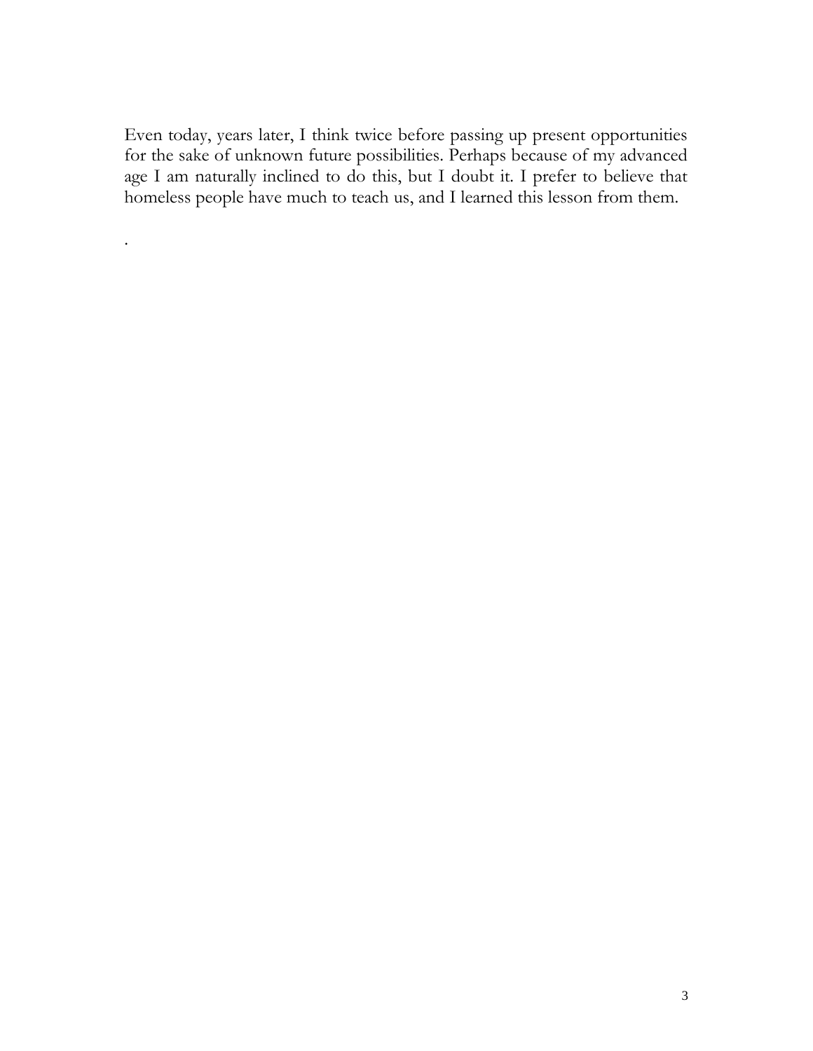Even today, years later, I think twice before passing up present opportunities for the sake of unknown future possibilities. Perhaps because of my advanced age I am naturally inclined to do this, but I doubt it. I prefer to believe that homeless people have much to teach us, and I learned this lesson from them.

.